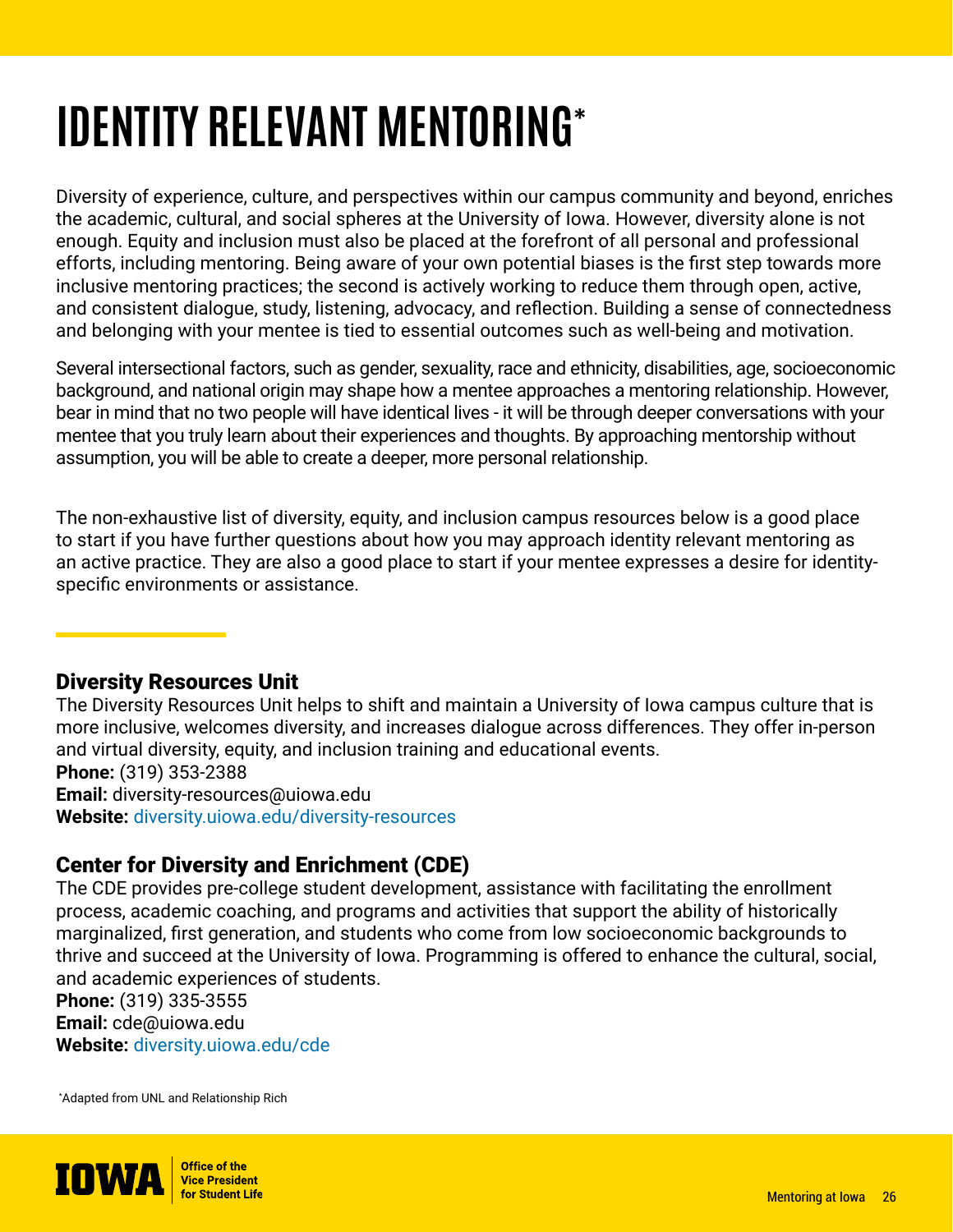# IDENTITY RELEVANT MENTORING*

Diversity of experience, culture, and perspectives within our campus community and beyond, enriches the academic, cultural, and social spheres at the University of Iowa. However, diversity alone is not enough. Equity and inclusion must also be placed at the forefront of all personal and professional efforts, including mentoring. Being aware of your own potential biases is the first step towards more inclusive mentoring practices; the second is actively working to reduce them through open, active, and consistent dialogue, study, listening, advocacy, and reflection. Building a sense of connectedness and belonging with your mentee is tied to essential outcomes such as well-being and motivation.

Several intersectional factors, such as gender, sexuality, race and ethnicity, disabilities, age, socioeconomic background, and national origin may shape how a mentee approaches a mentoring relationship. However, bear in mind that no two people will have identical lives - it will be through deeper conversations with your mentee that you truly learn about their experiences and thoughts. By approaching mentorship without assumption, you will be able to create a deeper, more personal relationship.

The non-exhaustive list of diversity, equity, and inclusion campus resources below is a good place to start if you have further questions about how you may approach identity relevant mentoring as an active practice. They are also a good place to start if your mentee expresses a desire for identity-specific environments or assistance.

## Diversity Resources Unit

The Diversity Resources Unit helps to shift and maintain a University of Iowa campus culture that is more inclusive, welcomes diversity, and increases dialogue across differences. They offer in-person and virtual diversity, equity, and inclusion training and educational events.

**Phone:** (319) 353-2388
**Email:** diversity-resources@uiowa.edu
**Website:** diversity.uiowa.edu/diversity-resources

## Center for Diversity and Enrichment (CDE)

The CDE provides pre-college student development, assistance with facilitating the enrollment process, academic coaching, and programs and activities that support the ability of historically marginalized, first generation, and students who come from low socioeconomic backgrounds to thrive and succeed at the University of Iowa. Programming is offered to enhance the cultural, social, and academic experiences of students.

**Phone:** (319) 335-3555
**Email:** cde@uiowa.edu
**Website:** diversity.uiowa.edu/cde

*Adapted from UNL and Relationship Rich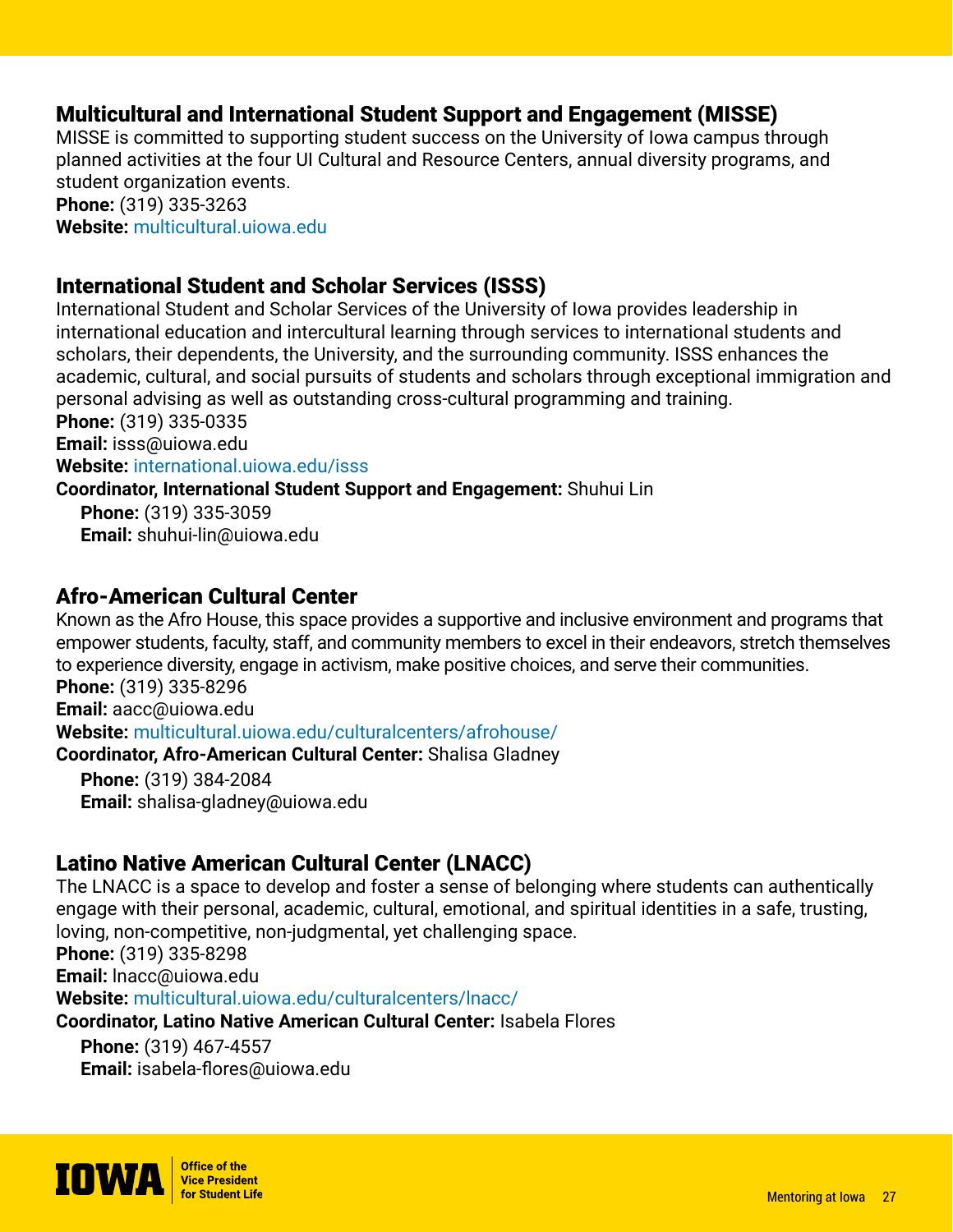## Multicultural and International Student Support and Engagement (MISSE)

MISSE is committed to supporting student success on the University of Iowa campus through planned activities at the four UI Cultural and Resource Centers, annual diversity programs, and student organization events.

**Phone:** (319) 335-3263
**Website:** multicultural.uiowa.edu

## International Student and Scholar Services (ISSS)

International Student and Scholar Services of the University of Iowa provides leadership in international education and intercultural learning through services to international students and scholars, their dependents, the University, and the surrounding community. ISSS enhances the academic, cultural, and social pursuits of students and scholars through exceptional immigration and personal advising as well as outstanding cross-cultural programming and training.

**Phone:** (319) 335-0335
**Email:** isss@uiowa.edu
**Website:** international.uiowa.edu/isss
**Coordinator, International Student Support and Engagement:** Shuhui Lin
  **Phone:** (319) 335-3059
  **Email:** shuhui-lin@uiowa.edu

## Afro-American Cultural Center

Known as the Afro House, this space provides a supportive and inclusive environment and programs that empower students, faculty, staff, and community members to excel in their endeavors, stretch themselves to experience diversity, engage in activism, make positive choices, and serve their communities.

**Phone:** (319) 335-8296
**Email:** aacc@uiowa.edu
**Website:** multicultural.uiowa.edu/culturalcenters/afrohouse/
**Coordinator, Afro-American Cultural Center:** Shalisa Gladney
  **Phone:** (319) 384-2084
  **Email:** shalisa-gladney@uiowa.edu

## Latino Native American Cultural Center (LNACC)

The LNACC is a space to develop and foster a sense of belonging where students can authentically engage with their personal, academic, cultural, emotional, and spiritual identities in a safe, trusting, loving, non-competitive, non-judgmental, yet challenging space.

**Phone:** (319) 335-8298
**Email:** lnacc@uiowa.edu
**Website:** multicultural.uiowa.edu/culturalcenters/lnacc/
**Coordinator, Latino Native American Cultural Center:** Isabela Flores
  **Phone:** (319) 467-4557
  **Email:** isabela-flores@uiowa.edu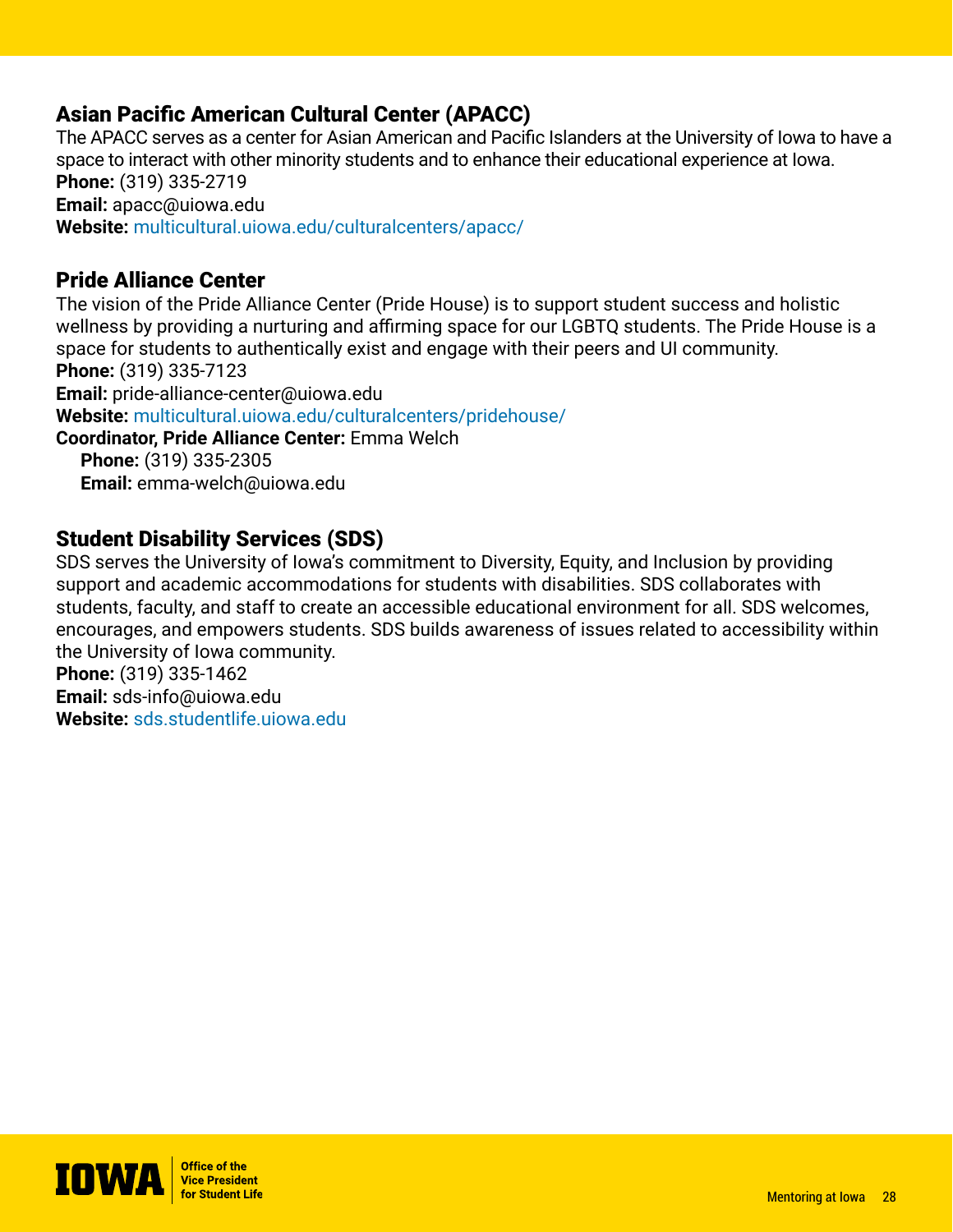### Asian Pacific American Cultural Center (APACC)

The APACC serves as a center for Asian American and Pacific Islanders at the University of Iowa to have a space to interact with other minority students and to enhance their educational experience at Iowa.

**Phone:** (319) 335-2719
**Email:** apacc@uiowa.edu
**Website:** multicultural.uiowa.edu/culturalcenters/apacc/

### Pride Alliance Center

The vision of the Pride Alliance Center (Pride House) is to support student success and holistic wellness by providing a nurturing and affirming space for our LGBTQ students. The Pride House is a space for students to authentically exist and engage with their peers and UI community.

**Phone:** (319) 335-7123
**Email:** pride-alliance-center@uiowa.edu
**Website:** multicultural.uiowa.edu/culturalcenters/pridehouse/
**Coordinator, Pride Alliance Center:** Emma Welch
  **Phone:** (319) 335-2305
  **Email:** emma-welch@uiowa.edu

### Student Disability Services (SDS)

SDS serves the University of Iowa's commitment to Diversity, Equity, and Inclusion by providing support and academic accommodations for students with disabilities. SDS collaborates with students, faculty, and staff to create an accessible educational environment for all. SDS welcomes, encourages, and empowers students. SDS builds awareness of issues related to accessibility within the University of Iowa community.

**Phone:** (319) 335-1462
**Email:** sds-info@uiowa.edu
**Website:** sds.studentlife.uiowa.edu